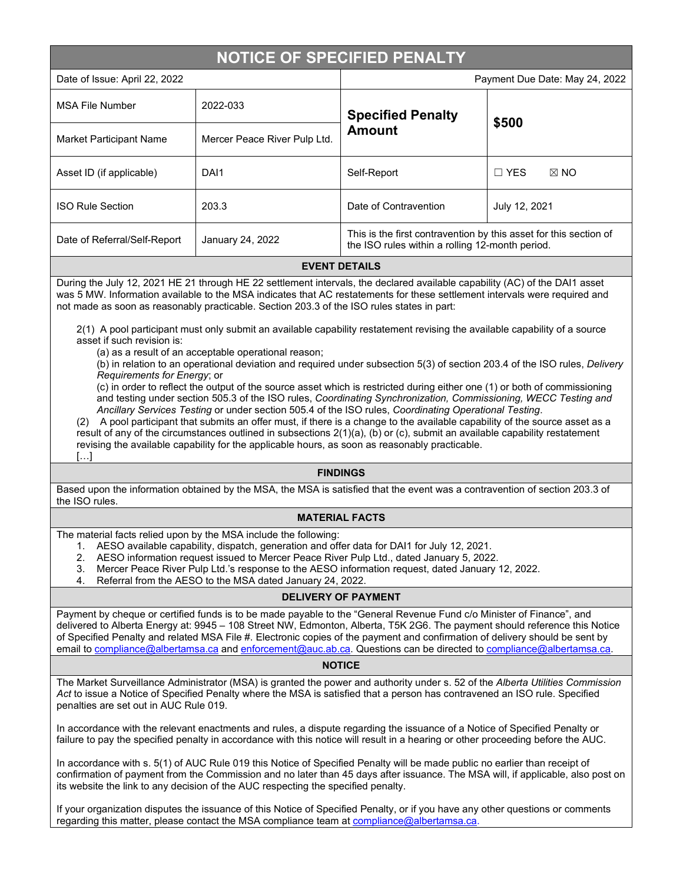# NOTICE OF SPECIFIED PENALTY

| Date of Issue: April 22, 2022 | | Payment Due Date: May 24, 2022 | |
|---|---|---|---|
| MSA File Number | 2022-033 | **Specified Penalty Amount** | **$500** |
| Market Participant Name | Mercer Peace River Pulp Ltd. | | |
| Asset ID (if applicable) | DAI1 | Self-Report | ☐ YES ☒ NO |
| ISO Rule Section | 203.3 | Date of Contravention | July 12, 2021 |
| Date of Referral/Self-Report | January 24, 2022 | This is the first contravention by this asset for this section of the ISO rules within a rolling 12-month period. | |

## EVENT DETAILS

During the July 12, 2021 HE 21 through HE 22 settlement intervals, the declared available capability (AC) of the DAI1 asset was 5 MW. Information available to the MSA indicates that AC restatements for these settlement intervals were required and not made as soon as reasonably practicable. Section 203.3 of the ISO rules states in part:

> 2(1) A pool participant must only submit an available capability restatement revising the available capability of a source asset if such revision is:
>
> (a) as a result of an acceptable operational reason;
>
> (b) in relation to an operational deviation and required under subsection 5(3) of section 203.4 of the ISO rules, *Delivery Requirements for Energy*; or
>
> (c) in order to reflect the output of the source asset which is restricted during either one (1) or both of commissioning and testing under section 505.3 of the ISO rules, *Coordinating Synchronization, Commissioning, WECC Testing and Ancillary Services Testing* or under section 505.4 of the ISO rules, *Coordinating Operational Testing*.
>
> (2) A pool participant that submits an offer must, if there is a change to the available capability of the source asset as a result of any of the circumstances outlined in subsections 2(1)(a), (b) or (c), submit an available capability restatement revising the available capability for the applicable hours, as soon as reasonably practicable.
>
> […]

## FINDINGS

Based upon the information obtained by the MSA, the MSA is satisfied that the event was a contravention of section 203.3 of the ISO rules.

## MATERIAL FACTS

The material facts relied upon by the MSA include the following:

1. AESO available capability, dispatch, generation and offer data for DAI1 for July 12, 2021.
2. AESO information request issued to Mercer Peace River Pulp Ltd., dated January 5, 2022.
3. Mercer Peace River Pulp Ltd.'s response to the AESO information request, dated January 12, 2022.
4. Referral from the AESO to the MSA dated January 24, 2022.

## DELIVERY OF PAYMENT

Payment by cheque or certified funds is to be made payable to the "General Revenue Fund c/o Minister of Finance", and delivered to Alberta Energy at: 9945 – 108 Street NW, Edmonton, Alberta, T5K 2G6. The payment should reference this Notice of Specified Penalty and related MSA File #. Electronic copies of the payment and confirmation of delivery should be sent by email to compliance@albertamsa.ca and enforcement@auc.ab.ca. Questions can be directed to compliance@albertamsa.ca.

## NOTICE

The Market Surveillance Administrator (MSA) is granted the power and authority under s. 52 of the *Alberta Utilities Commission Act* to issue a Notice of Specified Penalty where the MSA is satisfied that a person has contravened an ISO rule. Specified penalties are set out in AUC Rule 019.

In accordance with the relevant enactments and rules, a dispute regarding the issuance of a Notice of Specified Penalty or failure to pay the specified penalty in accordance with this notice will result in a hearing or other proceeding before the AUC.

In accordance with s. 5(1) of AUC Rule 019 this Notice of Specified Penalty will be made public no earlier than receipt of confirmation of payment from the Commission and no later than 45 days after issuance. The MSA will, if applicable, also post on its website the link to any decision of the AUC respecting the specified penalty.

If your organization disputes the issuance of this Notice of Specified Penalty, or if you have any other questions or comments regarding this matter, please contact the MSA compliance team at compliance@albertamsa.ca.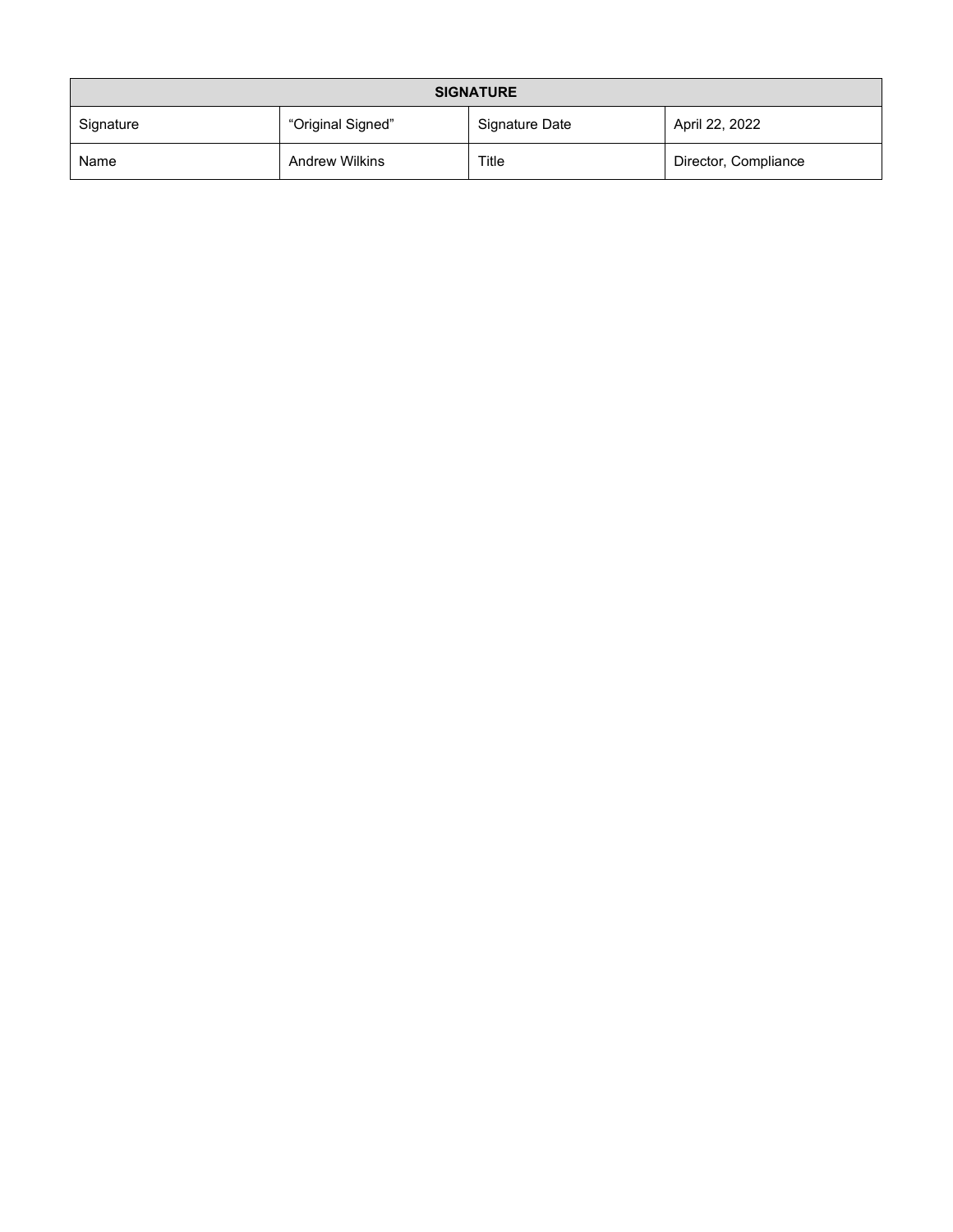| SIGNATURE | | | |
|---|---|---|---|
| Signature | “Original Signed” | Signature Date | April 22, 2022 |
| Name | Andrew Wilkins | Title | Director, Compliance |